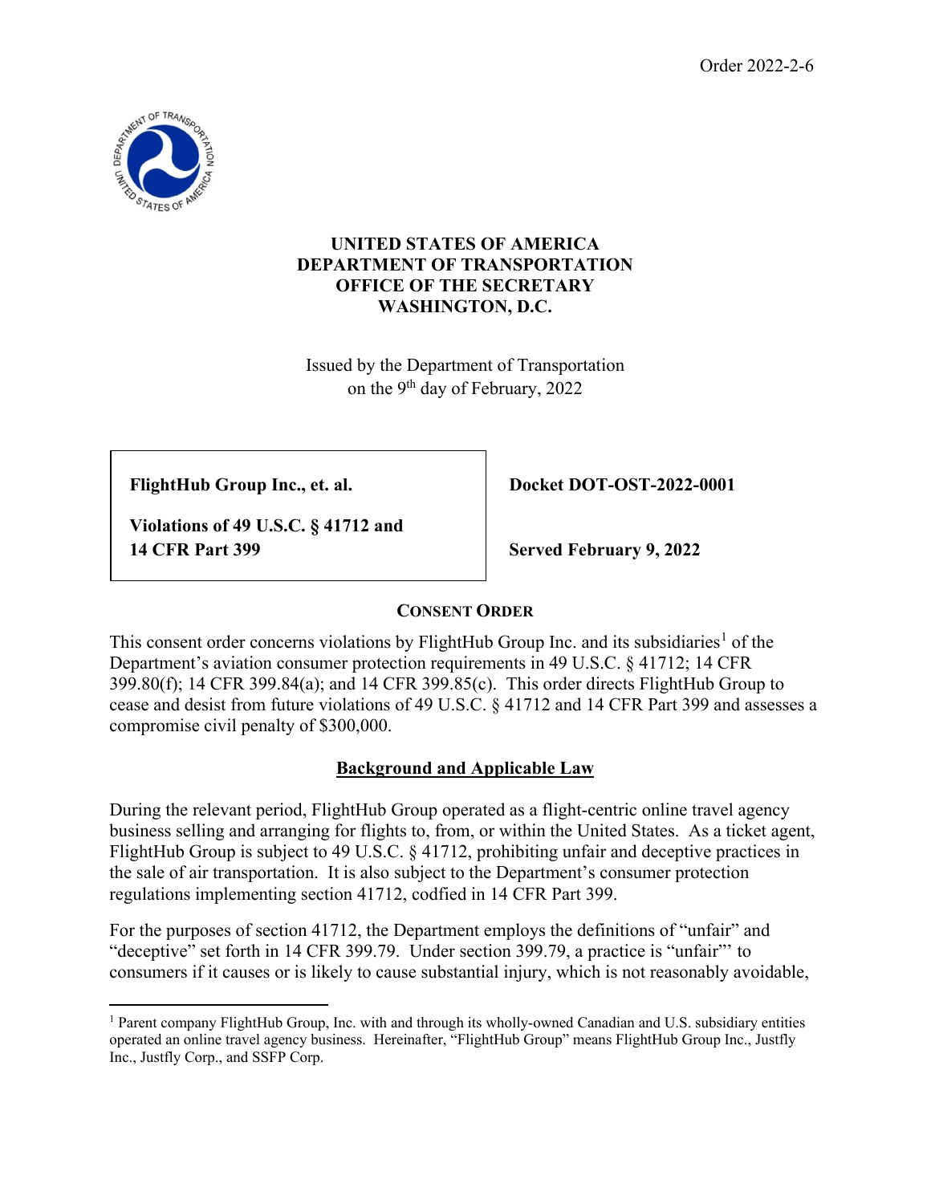Order 2022-2-6

**UNITED STATES OF AMERICA**
**DEPARTMENT OF TRANSPORTATION**
**OFFICE OF THE SECRETARY**
**WASHINGTON, D.C.**

Issued by the Department of Transportation
on the 9th day of February, 2022

| **FlightHub Group Inc., et. al.** <br><br> **Violations of 49 U.S.C. § 41712 and 14 CFR Part 399** | **Docket DOT-OST-2022-0001** <br><br> **Served February 9, 2022** |
|---|---|

## CONSENT ORDER

This consent order concerns violations by FlightHub Group Inc. and its subsidiaries[1] of the Department's aviation consumer protection requirements in 49 U.S.C. § 41712; 14 CFR 399.80(f); 14 CFR 399.84(a); and 14 CFR 399.85(c). This order directs FlightHub Group to cease and desist from future violations of 49 U.S.C. § 41712 and 14 CFR Part 399 and assesses a compromise civil penalty of $300,000.

### Background and Applicable Law

During the relevant period, FlightHub Group operated as a flight-centric online travel agency business selling and arranging for flights to, from, or within the United States. As a ticket agent, FlightHub Group is subject to 49 U.S.C. § 41712, prohibiting unfair and deceptive practices in the sale of air transportation. It is also subject to the Department's consumer protection regulations implementing section 41712, codified in 14 CFR Part 399.

For the purposes of section 41712, the Department employs the definitions of "unfair" and "deceptive" set forth in 14 CFR 399.79. Under section 399.79, a practice is "unfair"' to consumers if it causes or is likely to cause substantial injury, which is not reasonably avoidable,

[1] Parent company FlightHub Group, Inc. with and through its wholly-owned Canadian and U.S. subsidiary entities operated an online travel agency business. Hereinafter, "FlightHub Group" means FlightHub Group Inc., Justfly Inc., Justfly Corp., and SSFP Corp.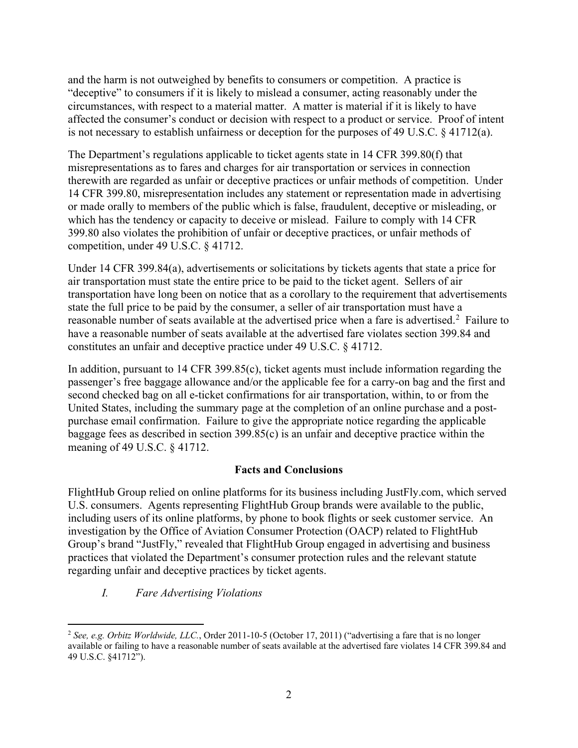and the harm is not outweighed by benefits to consumers or competition. A practice is "deceptive" to consumers if it is likely to mislead a consumer, acting reasonably under the circumstances, with respect to a material matter. A matter is material if it is likely to have affected the consumer's conduct or decision with respect to a product or service. Proof of intent is not necessary to establish unfairness or deception for the purposes of 49 U.S.C. § 41712(a).

The Department's regulations applicable to ticket agents state in 14 CFR 399.80(f) that misrepresentations as to fares and charges for air transportation or services in connection therewith are regarded as unfair or deceptive practices or unfair methods of competition. Under 14 CFR 399.80, misrepresentation includes any statement or representation made in advertising or made orally to members of the public which is false, fraudulent, deceptive or misleading, or which has the tendency or capacity to deceive or mislead. Failure to comply with 14 CFR 399.80 also violates the prohibition of unfair or deceptive practices, or unfair methods of competition, under 49 U.S.C. § 41712.

Under 14 CFR 399.84(a), advertisements or solicitations by tickets agents that state a price for air transportation must state the entire price to be paid to the ticket agent. Sellers of air transportation have long been on notice that as a corollary to the requirement that advertisements state the full price to be paid by the consumer, a seller of air transportation must have a reasonable number of seats available at the advertised price when a fare is advertised.[2] Failure to have a reasonable number of seats available at the advertised fare violates section 399.84 and constitutes an unfair and deceptive practice under 49 U.S.C. § 41712.

In addition, pursuant to 14 CFR 399.85(c), ticket agents must include information regarding the passenger's free baggage allowance and/or the applicable fee for a carry-on bag and the first and second checked bag on all e-ticket confirmations for air transportation, within, to or from the United States, including the summary page at the completion of an online purchase and a post-purchase email confirmation. Failure to give the appropriate notice regarding the applicable baggage fees as described in section 399.85(c) is an unfair and deceptive practice within the meaning of 49 U.S.C. § 41712.

**Facts and Conclusions**

FlightHub Group relied on online platforms for its business including JustFly.com, which served U.S. consumers. Agents representing FlightHub Group brands were available to the public, including users of its online platforms, by phone to book flights or seek customer service. An investigation by the Office of Aviation Consumer Protection (OACP) related to FlightHub Group's brand "JustFly," revealed that FlightHub Group engaged in advertising and business practices that violated the Department's consumer protection rules and the relevant statute regarding unfair and deceptive practices by ticket agents.

*I. Fare Advertising Violations*

---

[2] *See, e.g. Orbitz Worldwide, LLC.*, Order 2011-10-5 (October 17, 2011) ("advertising a fare that is no longer available or failing to have a reasonable number of seats available at the advertised fare violates 14 CFR 399.84 and 49 U.S.C. §41712").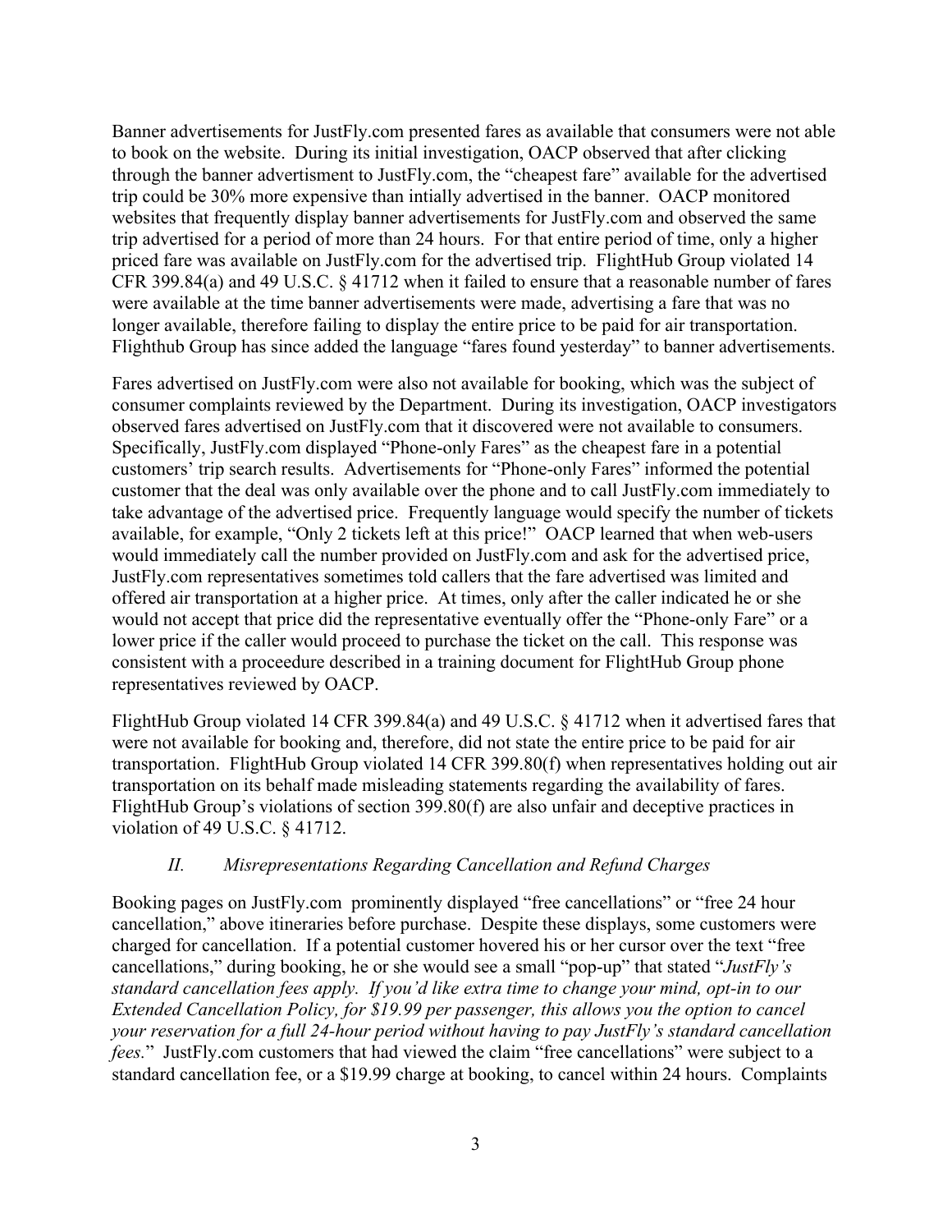Banner advertisements for JustFly.com presented fares as available that consumers were not able to book on the website. During its initial investigation, OACP observed that after clicking through the banner advertisment to JustFly.com, the "cheapest fare" available for the advertised trip could be 30% more expensive than intially advertised in the banner. OACP monitored websites that frequently display banner advertisements for JustFly.com and observed the same trip advertised for a period of more than 24 hours. For that entire period of time, only a higher priced fare was available on JustFly.com for the advertised trip. FlightHub Group violated 14 CFR 399.84(a) and 49 U.S.C. § 41712 when it failed to ensure that a reasonable number of fares were available at the time banner advertisements were made, advertising a fare that was no longer available, therefore failing to display the entire price to be paid for air transportation. Flighthub Group has since added the language "fares found yesterday" to banner advertisements.

Fares advertised on JustFly.com were also not available for booking, which was the subject of consumer complaints reviewed by the Department. During its investigation, OACP investigators observed fares advertised on JustFly.com that it discovered were not available to consumers. Specifically, JustFly.com displayed "Phone-only Fares" as the cheapest fare in a potential customers' trip search results. Advertisements for "Phone-only Fares" informed the potential customer that the deal was only available over the phone and to call JustFly.com immediately to take advantage of the advertised price. Frequently language would specify the number of tickets available, for example, "Only 2 tickets left at this price!" OACP learned that when web-users would immediately call the number provided on JustFly.com and ask for the advertised price, JustFly.com representatives sometimes told callers that the fare advertised was limited and offered air transportation at a higher price. At times, only after the caller indicated he or she would not accept that price did the representative eventually offer the "Phone-only Fare" or a lower price if the caller would proceed to purchase the ticket on the call. This response was consistent with a proceedure described in a training document for FlightHub Group phone representatives reviewed by OACP.

FlightHub Group violated 14 CFR 399.84(a) and 49 U.S.C. § 41712 when it advertised fares that were not available for booking and, therefore, did not state the entire price to be paid for air transportation. FlightHub Group violated 14 CFR 399.80(f) when representatives holding out air transportation on its behalf made misleading statements regarding the availability of fares. FlightHub Group's violations of section 399.80(f) are also unfair and deceptive practices in violation of 49 U.S.C. § 41712.

### *II. Misrepresentations Regarding Cancellation and Refund Charges*

Booking pages on JustFly.com prominently displayed "free cancellations" or "free 24 hour cancellation," above itineraries before purchase. Despite these displays, some customers were charged for cancellation. If a potential customer hovered his or her cursor over the text "free cancellations," during booking, he or she would see a small "pop-up" that stated "*JustFly's standard cancellation fees apply. If you'd like extra time to change your mind, opt-in to our Extended Cancellation Policy, for $19.99 per passenger, this allows you the option to cancel your reservation for a full 24-hour period without having to pay JustFly's standard cancellation fees.*" JustFly.com customers that had viewed the claim "free cancellations" were subject to a standard cancellation fee, or a $19.99 charge at booking, to cancel within 24 hours. Complaints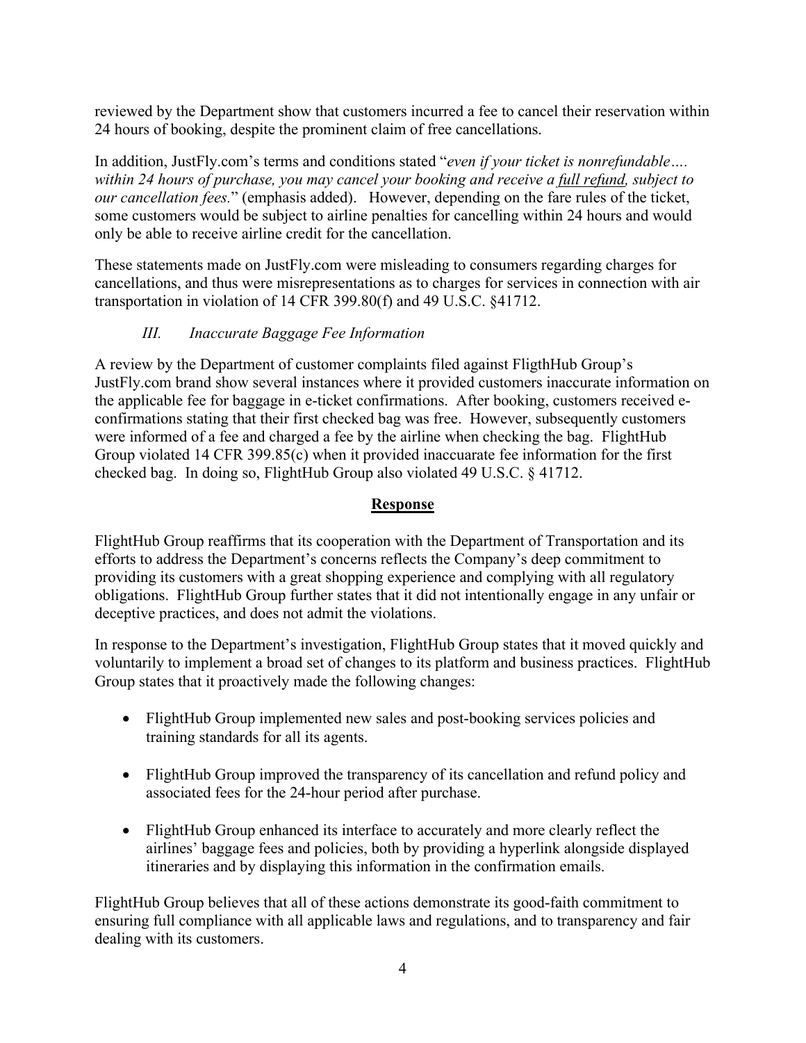reviewed by the Department show that customers incurred a fee to cancel their reservation within 24 hours of booking, despite the prominent claim of free cancellations.

In addition, JustFly.com's terms and conditions stated "*even if your ticket is nonrefundable…. within 24 hours of purchase, you may cancel your booking and receive a <u>full refund</u>, subject to our cancellation fees.*" (emphasis added). However, depending on the fare rules of the ticket, some customers would be subject to airline penalties for cancelling within 24 hours and would only be able to receive airline credit for the cancellation.

These statements made on JustFly.com were misleading to consumers regarding charges for cancellations, and thus were misrepresentations as to charges for services in connection with air transportation in violation of 14 CFR 399.80(f) and 49 U.S.C. §41712.

*III. Inaccurate Baggage Fee Information*

A review by the Department of customer complaints filed against FligthHub Group's JustFly.com brand show several instances where it provided customers inaccurate information on the applicable fee for baggage in e-ticket confirmations. After booking, customers received e-confirmations stating that their first checked bag was free. However, subsequently customers were informed of a fee and charged a fee by the airline when checking the bag. FlightHub Group violated 14 CFR 399.85(c) when it provided inaccuarate fee information for the first checked bag. In doing so, FlightHub Group also violated 49 U.S.C. § 41712.

## <u>Response</u>

FlightHub Group reaffirms that its cooperation with the Department of Transportation and its efforts to address the Department's concerns reflects the Company's deep commitment to providing its customers with a great shopping experience and complying with all regulatory obligations. FlightHub Group further states that it did not intentionally engage in any unfair or deceptive practices, and does not admit the violations.

In response to the Department's investigation, FlightHub Group states that it moved quickly and voluntarily to implement a broad set of changes to its platform and business practices. FlightHub Group states that it proactively made the following changes:

- FlightHub Group implemented new sales and post-booking services policies and training standards for all its agents.
- FlightHub Group improved the transparency of its cancellation and refund policy and associated fees for the 24-hour period after purchase.
- FlightHub Group enhanced its interface to accurately and more clearly reflect the airlines' baggage fees and policies, both by providing a hyperlink alongside displayed itineraries and by displaying this information in the confirmation emails.

FlightHub Group believes that all of these actions demonstrate its good-faith commitment to ensuring full compliance with all applicable laws and regulations, and to transparency and fair dealing with its customers.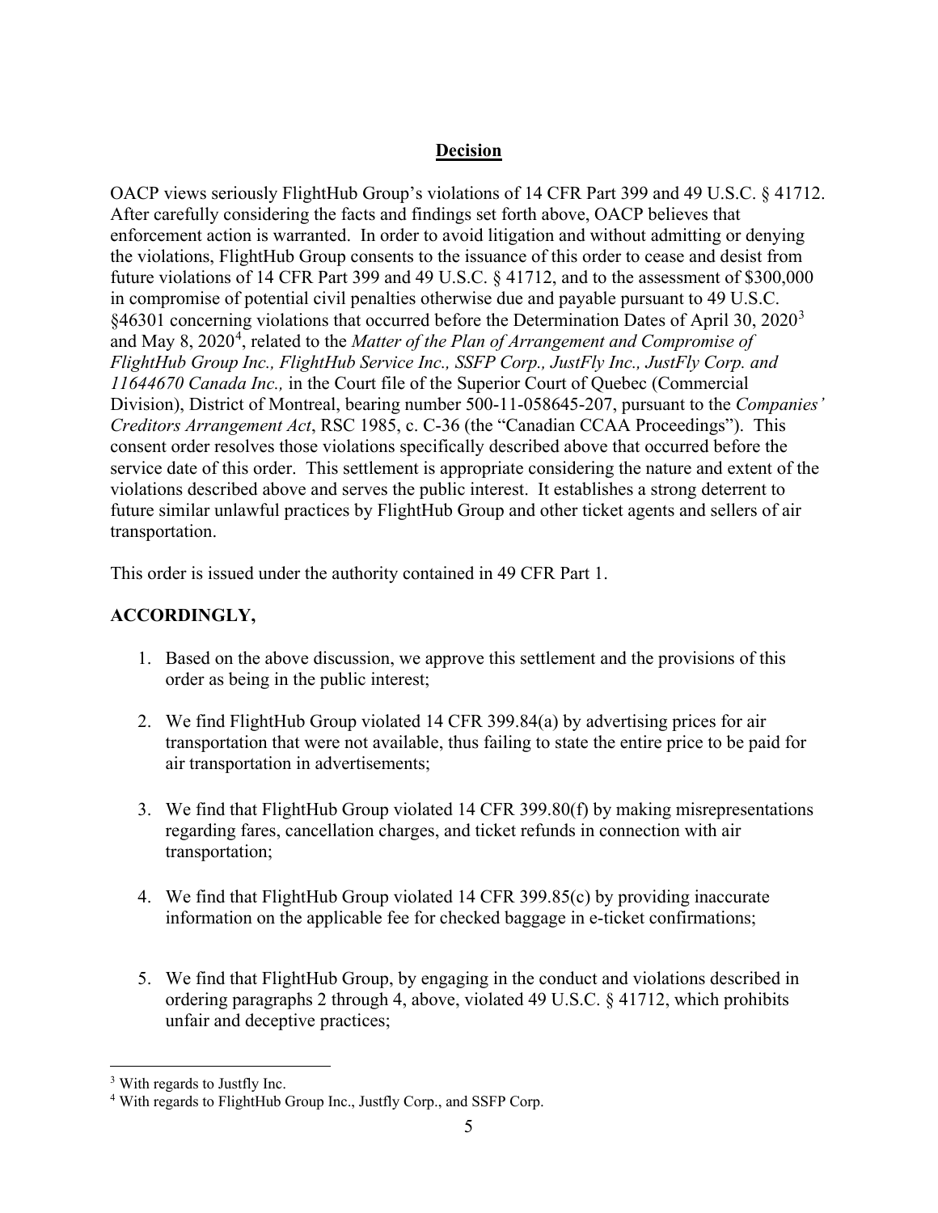## Decision

OACP views seriously FlightHub Group's violations of 14 CFR Part 399 and 49 U.S.C. § 41712. After carefully considering the facts and findings set forth above, OACP believes that enforcement action is warranted. In order to avoid litigation and without admitting or denying the violations, FlightHub Group consents to the issuance of this order to cease and desist from future violations of 14 CFR Part 399 and 49 U.S.C. § 41712, and to the assessment of $300,000 in compromise of potential civil penalties otherwise due and payable pursuant to 49 U.S.C. §46301 concerning violations that occurred before the Determination Dates of April 30, 2020[3] and May 8, 2020[4], related to the *Matter of the Plan of Arrangement and Compromise of FlightHub Group Inc., FlightHub Service Inc., SSFP Corp., JustFly Inc., JustFly Corp. and 11644670 Canada Inc.,* in the Court file of the Superior Court of Quebec (Commercial Division), District of Montreal, bearing number 500-11-058645-207, pursuant to the *Companies' Creditors Arrangement Act*, RSC 1985, c. C-36 (the "Canadian CCAA Proceedings"). This consent order resolves those violations specifically described above that occurred before the service date of this order. This settlement is appropriate considering the nature and extent of the violations described above and serves the public interest. It establishes a strong deterrent to future similar unlawful practices by FlightHub Group and other ticket agents and sellers of air transportation.

This order is issued under the authority contained in 49 CFR Part 1.

**ACCORDINGLY,**

1. Based on the above discussion, we approve this settlement and the provisions of this order as being in the public interest;

2. We find FlightHub Group violated 14 CFR 399.84(a) by advertising prices for air transportation that were not available, thus failing to state the entire price to be paid for air transportation in advertisements;

3. We find that FlightHub Group violated 14 CFR 399.80(f) by making misrepresentations regarding fares, cancellation charges, and ticket refunds in connection with air transportation;

4. We find that FlightHub Group violated 14 CFR 399.85(c) by providing inaccurate information on the applicable fee for checked baggage in e-ticket confirmations;

5. We find that FlightHub Group, by engaging in the conduct and violations described in ordering paragraphs 2 through 4, above, violated 49 U.S.C. § 41712, which prohibits unfair and deceptive practices;

---

[3] With regards to Justfly Inc.

[4] With regards to FlightHub Group Inc., Justfly Corp., and SSFP Corp.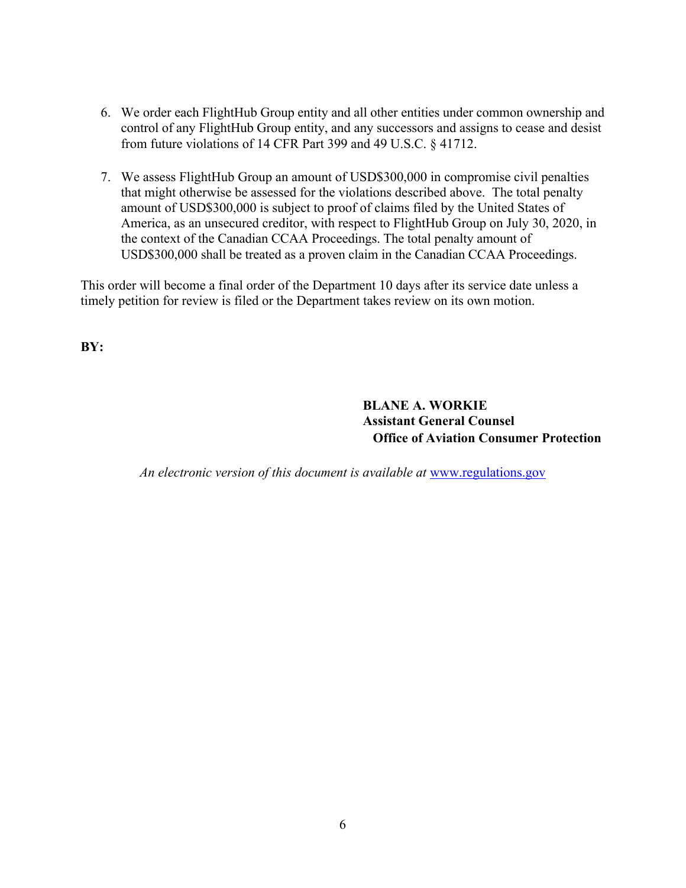6. We order each FlightHub Group entity and all other entities under common ownership and control of any FlightHub Group entity, and any successors and assigns to cease and desist from future violations of 14 CFR Part 399 and 49 U.S.C. § 41712.

7. We assess FlightHub Group an amount of USD$300,000 in compromise civil penalties that might otherwise be assessed for the violations described above. The total penalty amount of USD$300,000 is subject to proof of claims filed by the United States of America, as an unsecured creditor, with respect to FlightHub Group on July 30, 2020, in the context of the Canadian CCAA Proceedings. The total penalty amount of USD$300,000 shall be treated as a proven claim in the Canadian CCAA Proceedings.

This order will become a final order of the Department 10 days after its service date unless a timely petition for review is filed or the Department takes review on its own motion.

**BY:**

**BLANE A. WORKIE**
**Assistant General Counsel**
**Office of Aviation Consumer Protection**

*An electronic version of this document is available at* www.regulations.gov